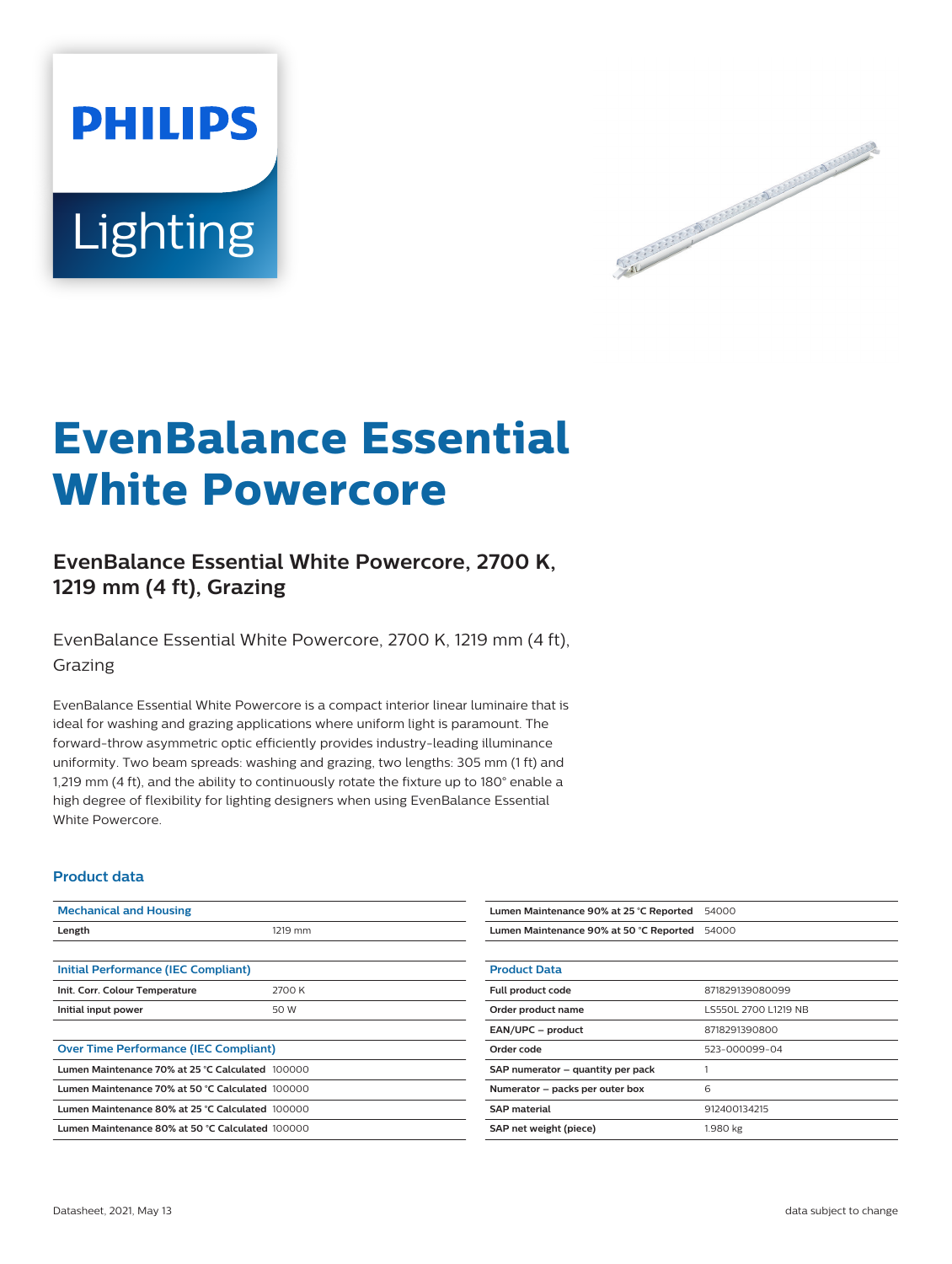PHILIPS

Lighting

# EvenBalance Essential White Powercore

## EvenBalance Essential White Powercore, 2700 K, 1219 mm (4 ft), Grazing

EvenBalance Essential White Powercore, 2700 K, 1219 mm (4 ft), Grazing

EvenBalance Essential White Powercore is a compact interior linear luminaire that is ideal for washing and grazing applications where uniform light is paramount. The forward-throw asymmetric optic efficiently provides industry-leading illuminance uniformity. Two beam spreads: washing and grazing, two lengths: 305 mm (1 ft) and 1,219 mm (4 ft), and the ability to continuously rotate the fixture up to 180° enable a high degree of flexibility for lighting designers when using EvenBalance Essential White Powercore.

### Product data

| Mechanical and Housing | |
| --- | --- |
| Length | 1219 mm |

| Initial Performance (IEC Compliant) | |
| --- | --- |
| Init. Corr. Colour Temperature | 2700 K |
| Initial input power | 50 W |

| Over Time Performance (IEC Compliant) | |
| --- | --- |
| Lumen Maintenance 70% at 25 °C Calculated | 100000 |
| Lumen Maintenance 70% at 50 °C Calculated | 100000 |
| Lumen Maintenance 80% at 25 °C Calculated | 100000 |
| Lumen Maintenance 80% at 50 °C Calculated | 100000 |
| Lumen Maintenance 90% at 25 °C Reported | 54000 |
| Lumen Maintenance 90% at 50 °C Reported | 54000 |

| Product Data | |
| --- | --- |
| Full product code | 871829139080099 |
| Order product name | LS550L 2700 L1219 NB |
| EAN/UPC – product | 8718291390800 |
| Order code | 523-000099-04 |
| SAP numerator – quantity per pack | 1 |
| Numerator – packs per outer box | 6 |
| SAP material | 912400134215 |
| SAP net weight (piece) | 1.980 kg |

Datasheet, 2021, May 13

data subject to change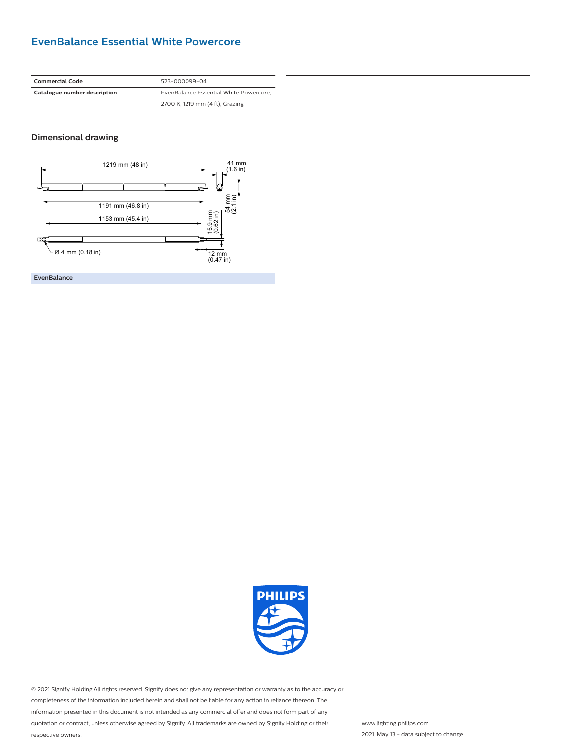## EvenBalance Essential White Powercore

| | |
|---|---|
| **Commercial Code** | 523-000099-04 |
| **Catalogue number description** | EvenBalance Essential White Powercore, 2700 K, 1219 mm (4 ft), Grazing |

### Dimensional drawing

1219 mm (48 in)

41 mm (1.6 in)

54 mm (2.1 in)

1191 mm (46.8 in)

1153 mm (45.4 in)

15.9 mm (0.62 in)

Ø 4 mm (0.18 in)

12 mm (0.47 in)

**EvenBalance**

© 2021 Signify Holding All rights reserved. Signify does not give any representation or warranty as to the accuracy or completeness of the information included herein and shall not be liable for any action in reliance thereon. The information presented in this document is not intended as any commercial offer and does not form part of any quotation or contract, unless otherwise agreed by Signify. All trademarks are owned by Signify Holding or their respective owners.

www.lighting.philips.com

2021, May 13 - data subject to change